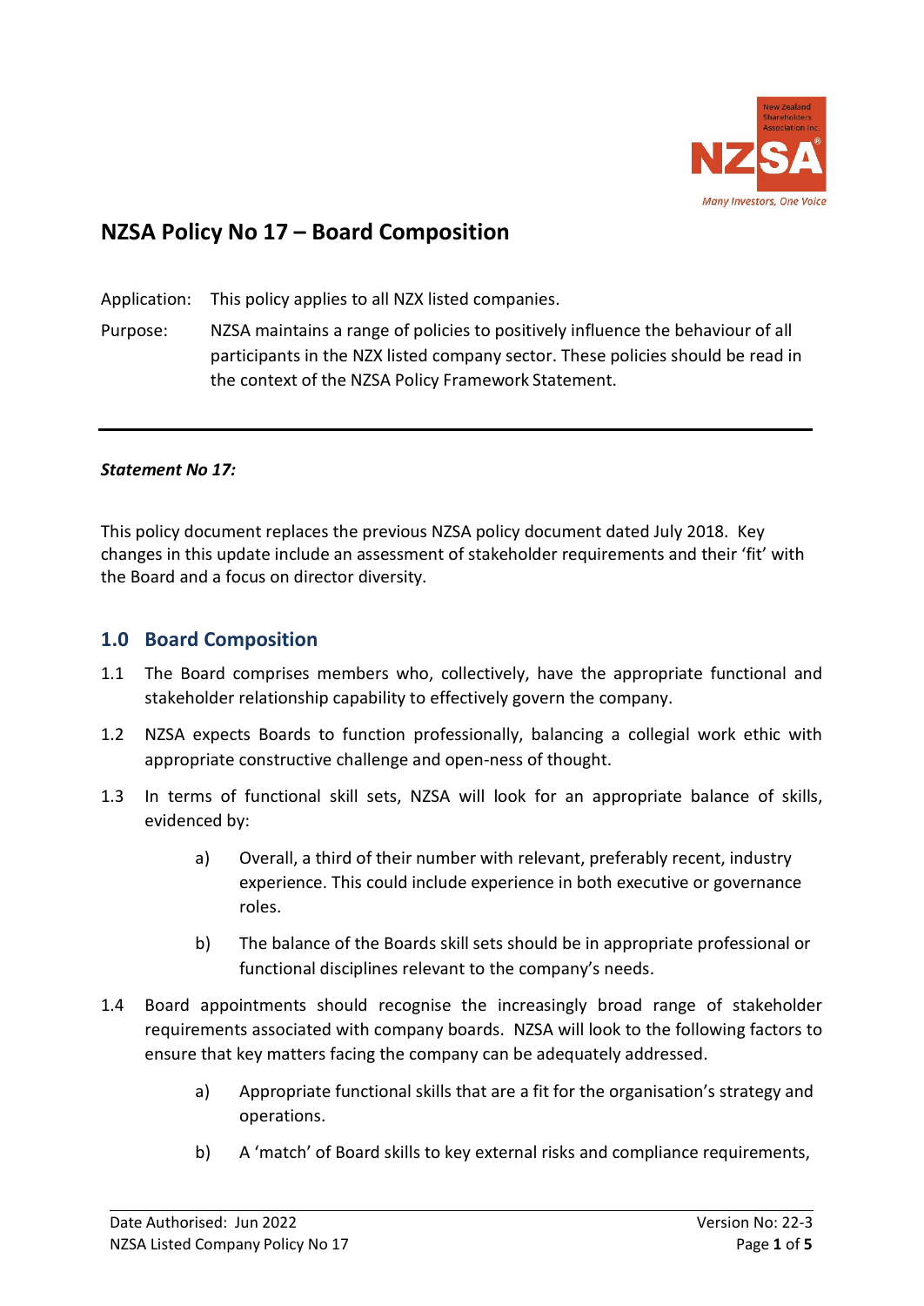# NZSA Policy No 17 – Board Composition

Application: This policy applies to all NZX listed companies.

Purpose: NZSA maintains a range of policies to positively influence the behaviour of all participants in the NZX listed company sector. These policies should be read in the context of the NZSA Policy Framework Statement.

---

***Statement No 17:***

This policy document replaces the previous NZSA policy document dated July 2018. Key changes in this update include an assessment of stakeholder requirements and their 'fit' with the Board and a focus on director diversity.

## 1.0 Board Composition

1.1 The Board comprises members who, collectively, have the appropriate functional and stakeholder relationship capability to effectively govern the company.

1.2 NZSA expects Boards to function professionally, balancing a collegial work ethic with appropriate constructive challenge and open-ness of thought.

1.3 In terms of functional skill sets, NZSA will look for an appropriate balance of skills, evidenced by:

- a) Overall, a third of their number with relevant, preferably recent, industry experience. This could include experience in both executive or governance roles.
- b) The balance of the Boards skill sets should be in appropriate professional or functional disciplines relevant to the company's needs.

1.4 Board appointments should recognise the increasingly broad range of stakeholder requirements associated with company boards. NZSA will look to the following factors to ensure that key matters facing the company can be adequately addressed.

- a) Appropriate functional skills that are a fit for the organisation's strategy and operations.
- b) A 'match' of Board skills to key external risks and compliance requirements,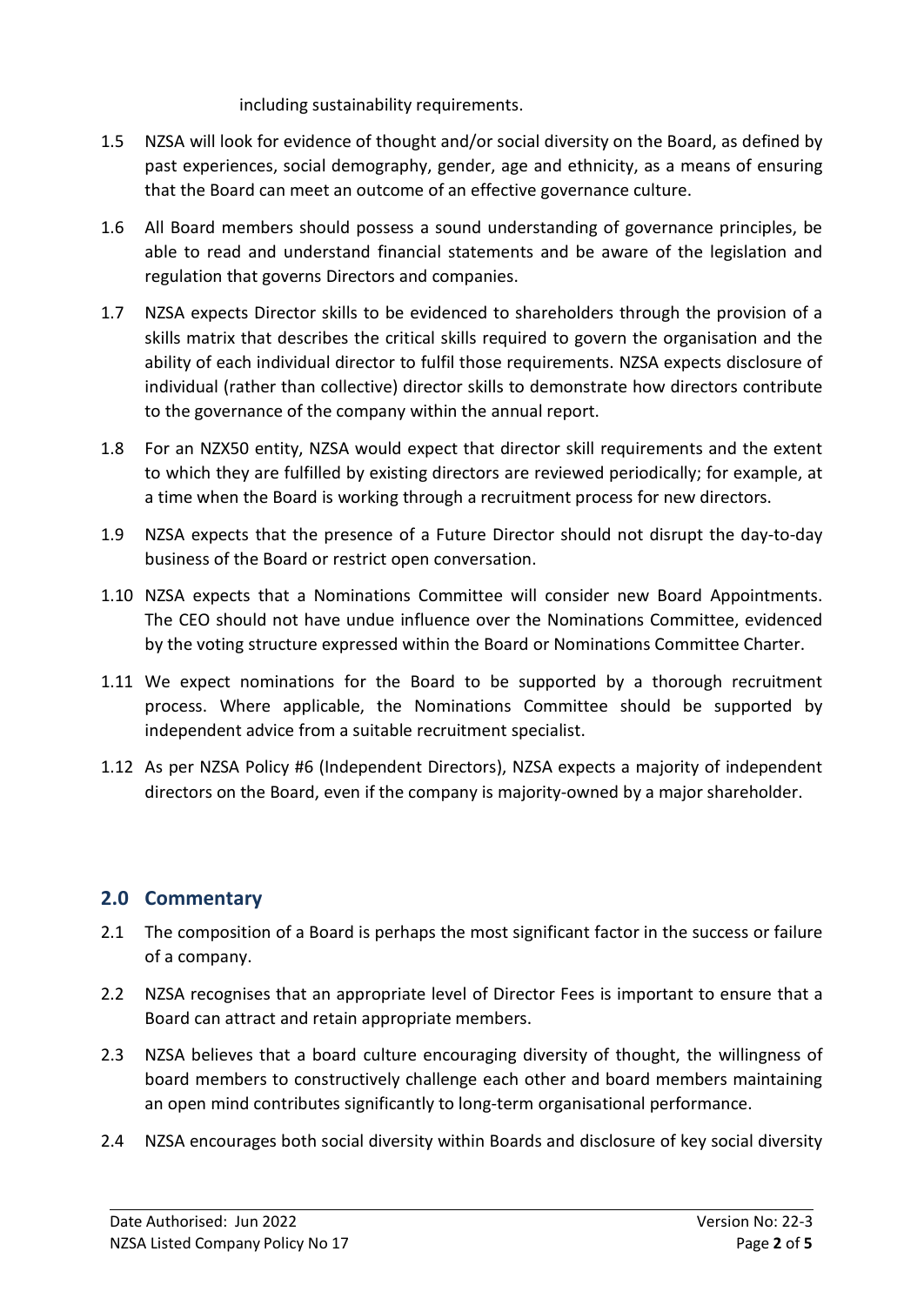including sustainability requirements.

1.5 NZSA will look for evidence of thought and/or social diversity on the Board, as defined by past experiences, social demography, gender, age and ethnicity, as a means of ensuring that the Board can meet an outcome of an effective governance culture.

1.6 All Board members should possess a sound understanding of governance principles, be able to read and understand financial statements and be aware of the legislation and regulation that governs Directors and companies.

1.7 NZSA expects Director skills to be evidenced to shareholders through the provision of a skills matrix that describes the critical skills required to govern the organisation and the ability of each individual director to fulfil those requirements. NZSA expects disclosure of individual (rather than collective) director skills to demonstrate how directors contribute to the governance of the company within the annual report.

1.8 For an NZX50 entity, NZSA would expect that director skill requirements and the extent to which they are fulfilled by existing directors are reviewed periodically; for example, at a time when the Board is working through a recruitment process for new directors.

1.9 NZSA expects that the presence of a Future Director should not disrupt the day-to-day business of the Board or restrict open conversation.

1.10 NZSA expects that a Nominations Committee will consider new Board Appointments. The CEO should not have undue influence over the Nominations Committee, evidenced by the voting structure expressed within the Board or Nominations Committee Charter.

1.11 We expect nominations for the Board to be supported by a thorough recruitment process. Where applicable, the Nominations Committee should be supported by independent advice from a suitable recruitment specialist.

1.12 As per NZSA Policy #6 (Independent Directors), NZSA expects a majority of independent directors on the Board, even if the company is majority-owned by a major shareholder.

## 2.0 Commentary

2.1 The composition of a Board is perhaps the most significant factor in the success or failure of a company.

2.2 NZSA recognises that an appropriate level of Director Fees is important to ensure that a Board can attract and retain appropriate members.

2.3 NZSA believes that a board culture encouraging diversity of thought, the willingness of board members to constructively challenge each other and board members maintaining an open mind contributes significantly to long-term organisational performance.

2.4 NZSA encourages both social diversity within Boards and disclosure of key social diversity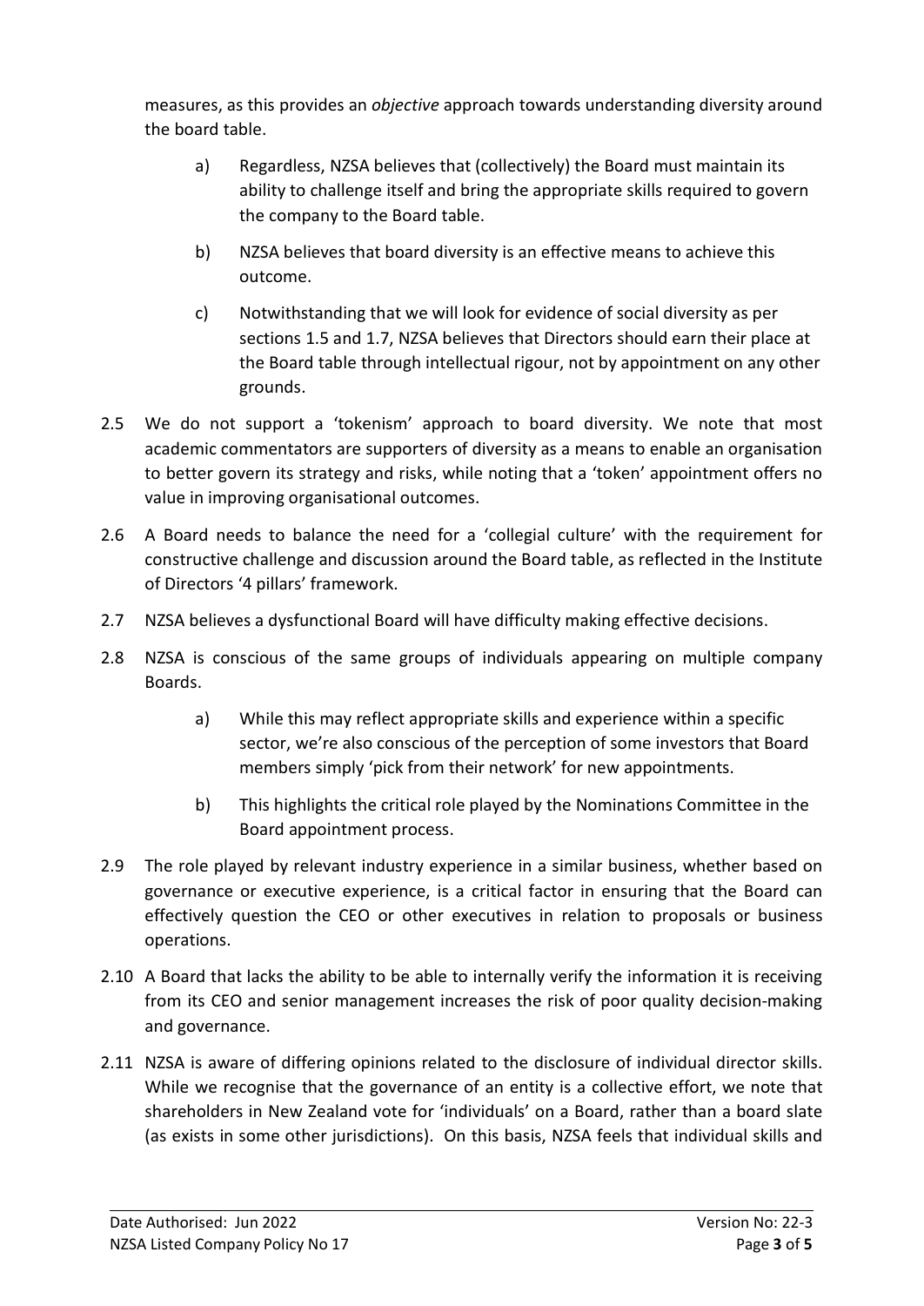measures, as this provides an *objective* approach towards understanding diversity around the board table.

a) Regardless, NZSA believes that (collectively) the Board must maintain its ability to challenge itself and bring the appropriate skills required to govern the company to the Board table.

b) NZSA believes that board diversity is an effective means to achieve this outcome.

c) Notwithstanding that we will look for evidence of social diversity as per sections 1.5 and 1.7, NZSA believes that Directors should earn their place at the Board table through intellectual rigour, not by appointment on any other grounds.

2.5 We do not support a 'tokenism' approach to board diversity. We note that most academic commentators are supporters of diversity as a means to enable an organisation to better govern its strategy and risks, while noting that a 'token' appointment offers no value in improving organisational outcomes.

2.6 A Board needs to balance the need for a 'collegial culture' with the requirement for constructive challenge and discussion around the Board table, as reflected in the Institute of Directors '4 pillars' framework.

2.7 NZSA believes a dysfunctional Board will have difficulty making effective decisions.

2.8 NZSA is conscious of the same groups of individuals appearing on multiple company Boards.

a) While this may reflect appropriate skills and experience within a specific sector, we're also conscious of the perception of some investors that Board members simply 'pick from their network' for new appointments.

b) This highlights the critical role played by the Nominations Committee in the Board appointment process.

2.9 The role played by relevant industry experience in a similar business, whether based on governance or executive experience, is a critical factor in ensuring that the Board can effectively question the CEO or other executives in relation to proposals or business operations.

2.10 A Board that lacks the ability to be able to internally verify the information it is receiving from its CEO and senior management increases the risk of poor quality decision-making and governance.

2.11 NZSA is aware of differing opinions related to the disclosure of individual director skills. While we recognise that the governance of an entity is a collective effort, we note that shareholders in New Zealand vote for 'individuals' on a Board, rather than a board slate (as exists in some other jurisdictions). On this basis, NZSA feels that individual skills and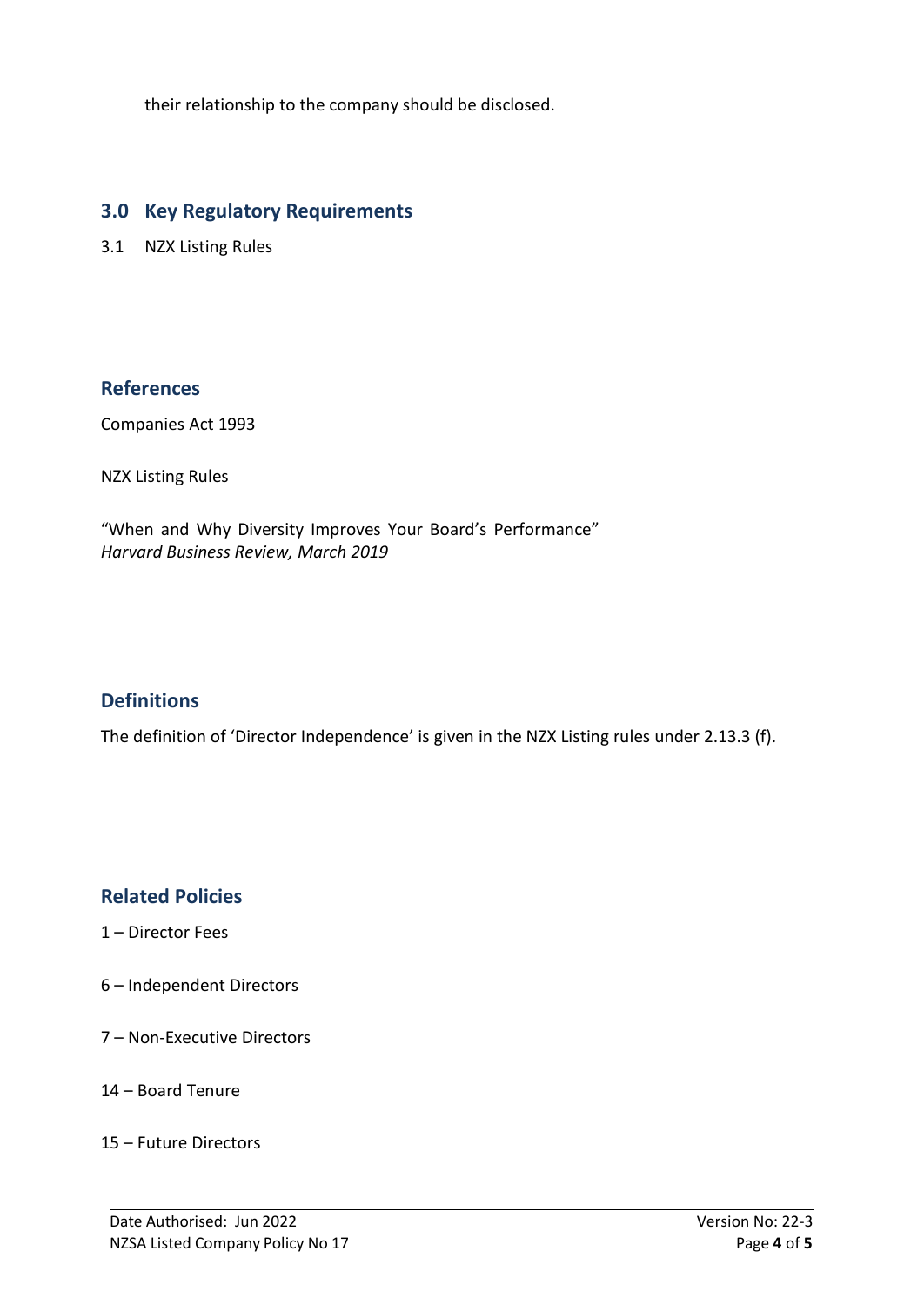their relationship to the company should be disclosed.

## 3.0 Key Regulatory Requirements

3.1 NZX Listing Rules

## References

Companies Act 1993

NZX Listing Rules

"When and Why Diversity Improves Your Board's Performance"
*Harvard Business Review, March 2019*

## Definitions

The definition of 'Director Independence' is given in the NZX Listing rules under 2.13.3 (f).

## Related Policies

1 – Director Fees

6 – Independent Directors

7 – Non-Executive Directors

14 – Board Tenure

15 – Future Directors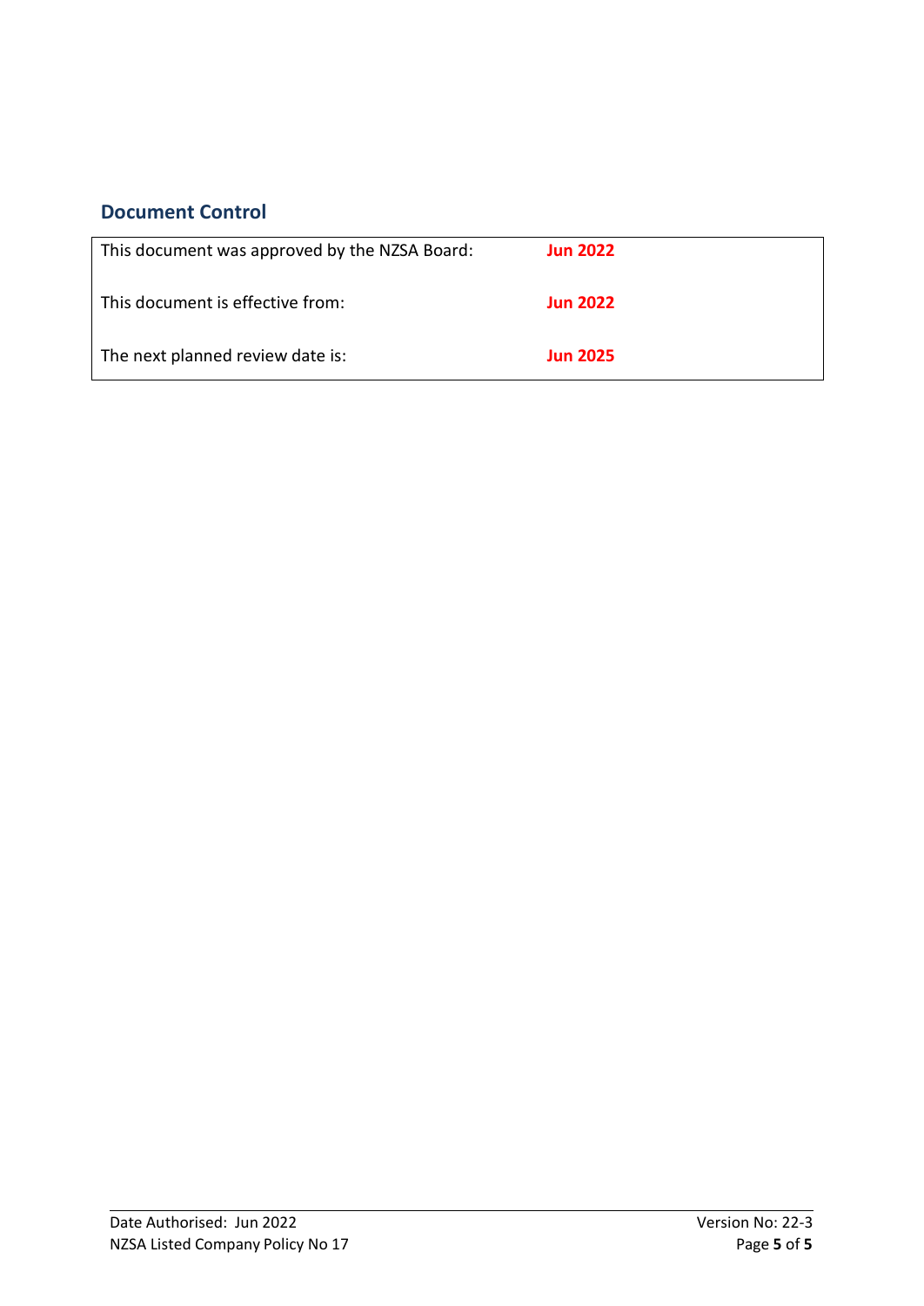## Document Control

| | |
|---|---|
| This document was approved by the NZSA Board: | **Jun 2022** |
| This document is effective from: | **Jun 2022** |
| The next planned review date is: | **Jun 2025** |